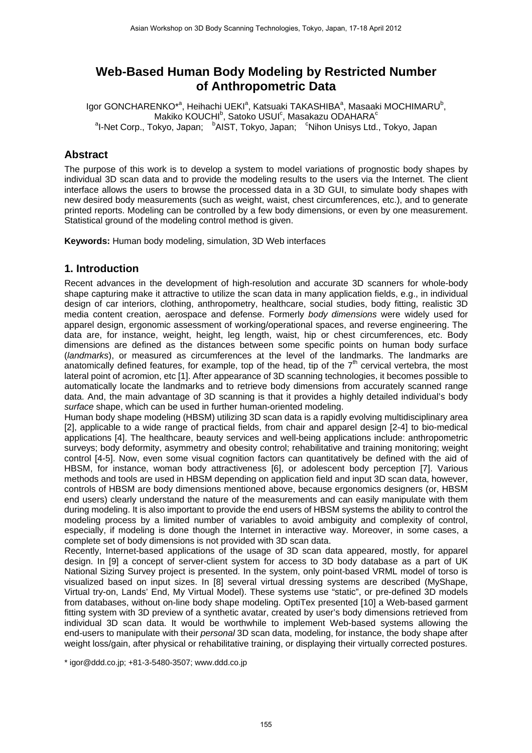# Web-Based Human Body Modeling by Restricted Number of Anthropometric Data

Igor GONCHARENKO*[a], Heihachi UEKI[a], Katsuaki TAKASHIBA[a], Masaaki MOCHIMARU[b], Makiko KOUCHI[b], Satoko USUI[c], Masakazu ODAHARA[c]

[a]I-Net Corp., Tokyo, Japan; [b]AIST, Tokyo, Japan; [c]Nihon Unisys Ltd., Tokyo, Japan

## Abstract

The purpose of this work is to develop a system to model variations of prognostic body shapes by individual 3D scan data and to provide the modeling results to the users via the Internet. The client interface allows the users to browse the processed data in a 3D GUI, to simulate body shapes with new desired body measurements (such as weight, waist, chest circumferences, etc.), and to generate printed reports. Modeling can be controlled by a few body dimensions, or even by one measurement. Statistical ground of the modeling control method is given.

**Keywords:** Human body modeling, simulation, 3D Web interfaces

## 1. Introduction

Recent advances in the development of high-resolution and accurate 3D scanners for whole-body shape capturing make it attractive to utilize the scan data in many application fields, e.g., in individual design of car interiors, clothing, anthropometry, healthcare, social studies, body fitting, realistic 3D media content creation, aerospace and defense. Formerly *body dimensions* were widely used for apparel design, ergonomic assessment of working/operational spaces, and reverse engineering. The data are, for instance, weight, height, leg length, waist, hip or chest circumferences, etc. Body dimensions are defined as the distances between some specific points on human body surface (*landmarks*), or measured as circumferences at the level of the landmarks. The landmarks are anatomically defined features, for example, top of the head, tip of the 7$^{th}$ cervical vertebra, the most lateral point of acromion, etc [1]. After appearance of 3D scanning technologies, it becomes possible to automatically locate the landmarks and to retrieve body dimensions from accurately scanned range data. And, the main advantage of 3D scanning is that it provides a highly detailed individual's body *surface* shape, which can be used in further human-oriented modeling.

Human body shape modeling (HBSM) utilizing 3D scan data is a rapidly evolving multidisciplinary area [2], applicable to a wide range of practical fields, from chair and apparel design [2-4] to bio-medical applications [4]. The healthcare, beauty services and well-being applications include: anthropometric surveys; body deformity, asymmetry and obesity control; rehabilitative and training monitoring; weight control [4-5]. Now, even some visual cognition factors can quantitatively be defined with the aid of HBSM, for instance, woman body attractiveness [6], or adolescent body perception [7]. Various methods and tools are used in HBSM depending on application field and input 3D scan data, however, controls of HBSM are body dimensions mentioned above, because ergonomics designers (or, HBSM end users) clearly understand the nature of the measurements and can easily manipulate with them during modeling. It is also important to provide the end users of HBSM systems the ability to control the modeling process by a limited number of variables to avoid ambiguity and complexity of control, especially, if modeling is done though the Internet in interactive way. Moreover, in some cases, a complete set of body dimensions is not provided with 3D scan data.

Recently, Internet-based applications of the usage of 3D scan data appeared, mostly, for apparel design. In [9] a concept of server-client system for access to 3D body database as a part of UK National Sizing Survey project is presented. In the system, only point-based VRML model of torso is visualized based on input sizes. In [8] several virtual dressing systems are described (MyShape, Virtual try-on, Lands' End, My Virtual Model). These systems use "static", or pre-defined 3D models from databases, without on-line body shape modeling. OptiTex presented [10] a Web-based garment fitting system with 3D preview of a synthetic avatar, created by user's body dimensions retrieved from individual 3D scan data. It would be worthwhile to implement Web-based systems allowing the end-users to manipulate with their *personal* 3D scan data, modeling, for instance, the body shape after weight loss/gain, after physical or rehabilitative training, or displaying their virtually corrected postures.

\* igor@ddd.co.jp; +81-3-5480-3507; www.ddd.co.jp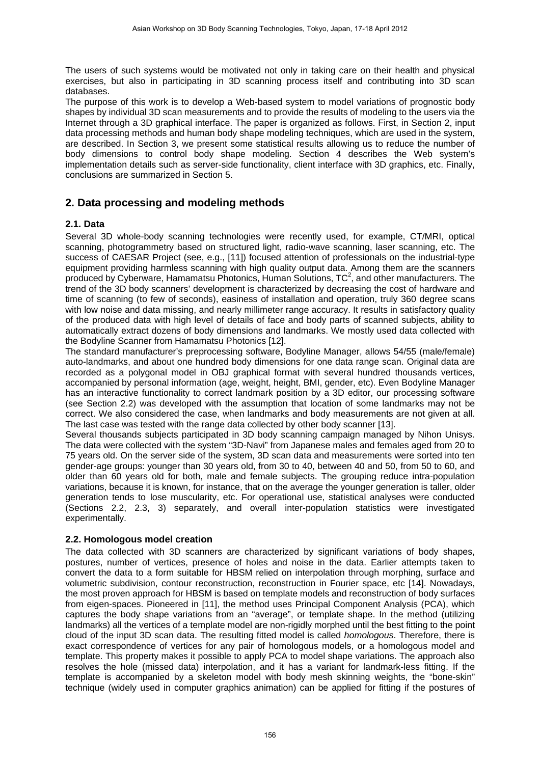The users of such systems would be motivated not only in taking care on their health and physical exercises, but also in participating in 3D scanning process itself and contributing into 3D scan databases.

The purpose of this work is to develop a Web-based system to model variations of prognostic body shapes by individual 3D scan measurements and to provide the results of modeling to the users via the Internet through a 3D graphical interface. The paper is organized as follows. First, in Section 2, input data processing methods and human body shape modeling techniques, which are used in the system, are described. In Section 3, we present some statistical results allowing us to reduce the number of body dimensions to control body shape modeling. Section 4 describes the Web system's implementation details such as server-side functionality, client interface with 3D graphics, etc. Finally, conclusions are summarized in Section 5.

## 2. Data processing and modeling methods

### 2.1. Data

Several 3D whole-body scanning technologies were recently used, for example, CT/MRI, optical scanning, photogrammetry based on structured light, radio-wave scanning, laser scanning, etc. The success of CAESAR Project (see, e.g., [11]) focused attention of professionals on the industrial-type equipment providing harmless scanning with high quality output data. Among them are the scanners produced by Cyberware, Hamamatsu Photonics, Human Solutions, TC[2], and other manufacturers. The trend of the 3D body scanners' development is characterized by decreasing the cost of hardware and time of scanning (to few of seconds), easiness of installation and operation, truly 360 degree scans with low noise and data missing, and nearly millimeter range accuracy. It results in satisfactory quality of the produced data with high level of details of face and body parts of scanned subjects, ability to automatically extract dozens of body dimensions and landmarks. We mostly used data collected with the Bodyline Scanner from Hamamatsu Photonics [12].

The standard manufacturer's preprocessing software, Bodyline Manager, allows 54/55 (male/female) auto-landmarks, and about one hundred body dimensions for one data range scan. Original data are recorded as a polygonal model in OBJ graphical format with several hundred thousands vertices, accompanied by personal information (age, weight, height, BMI, gender, etc). Even Bodyline Manager has an interactive functionality to correct landmark position by a 3D editor, our processing software (see Section 2.2) was developed with the assumption that location of some landmarks may not be correct. We also considered the case, when landmarks and body measurements are not given at all. The last case was tested with the range data collected by other body scanner [13].

Several thousands subjects participated in 3D body scanning campaign managed by Nihon Unisys. The data were collected with the system "3D-Navi" from Japanese males and females aged from 20 to 75 years old. On the server side of the system, 3D scan data and measurements were sorted into ten gender-age groups: younger than 30 years old, from 30 to 40, between 40 and 50, from 50 to 60, and older than 60 years old for both, male and female subjects. The grouping reduce intra-population variations, because it is known, for instance, that on the average the younger generation is taller, older generation tends to lose muscularity, etc. For operational use, statistical analyses were conducted (Sections 2.2, 2.3, 3) separately, and overall inter-population statistics were investigated experimentally.

### 2.2. Homologous model creation

The data collected with 3D scanners are characterized by significant variations of body shapes, postures, number of vertices, presence of holes and noise in the data. Earlier attempts taken to convert the data to a form suitable for HBSM relied on interpolation through morphing, surface and volumetric subdivision, contour reconstruction, reconstruction in Fourier space, etc [14]. Nowadays, the most proven approach for HBSM is based on template models and reconstruction of body surfaces from eigen-spaces. Pioneered in [11], the method uses Principal Component Analysis (PCA), which captures the body shape variations from an "average", or template shape. In the method (utilizing landmarks) all the vertices of a template model are non-rigidly morphed until the best fitting to the point cloud of the input 3D scan data. The resulting fitted model is called *homologous*. Therefore, there is exact correspondence of vertices for any pair of homologous models, or a homologous model and template. This property makes it possible to apply PCA to model shape variations. The approach also resolves the hole (missed data) interpolation, and it has a variant for landmark-less fitting. If the template is accompanied by a skeleton model with body mesh skinning weights, the "bone-skin" technique (widely used in computer graphics animation) can be applied for fitting if the postures of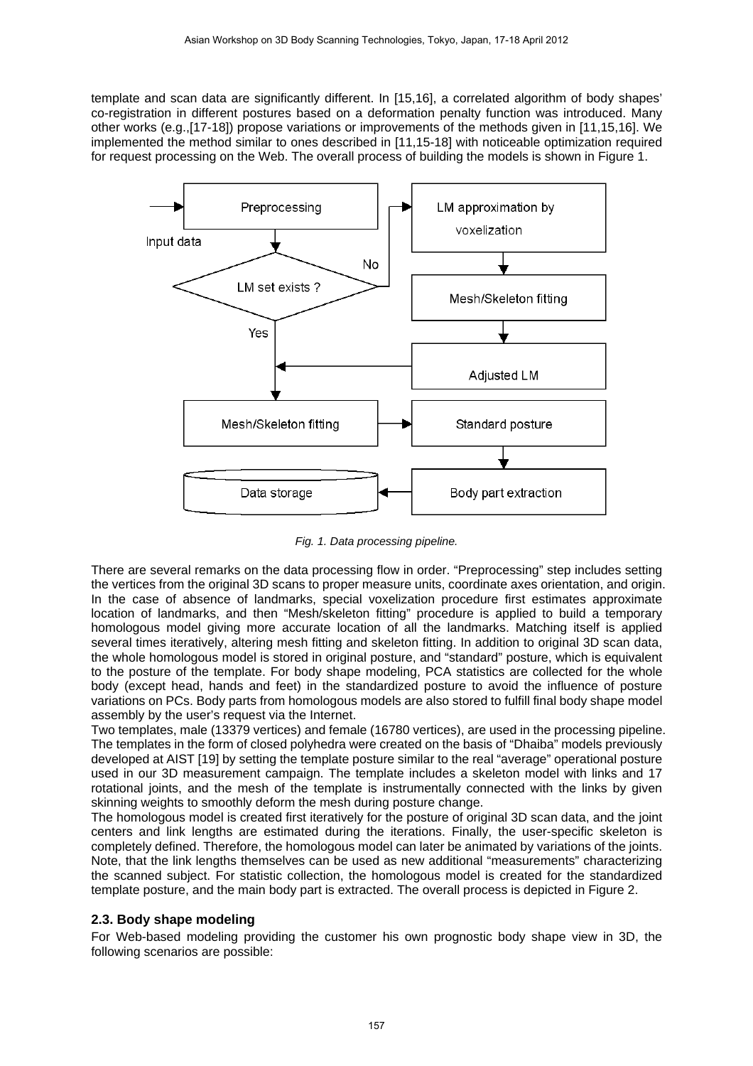template and scan data are significantly different. In [15,16], a correlated algorithm of body shapes' co-registration in different postures based on a deformation penalty function was introduced. Many other works (e.g.,[17-18]) propose variations or improvements of the methods given in [11,15,16]. We implemented the method similar to ones described in [11,15-18] with noticeable optimization required for request processing on the Web. The overall process of building the models is shown in Figure 1.

*Fig. 1. Data processing pipeline.*

There are several remarks on the data processing flow in order. "Preprocessing" step includes setting the vertices from the original 3D scans to proper measure units, coordinate axes orientation, and origin. In the case of absence of landmarks, special voxelization procedure first estimates approximate location of landmarks, and then "Mesh/skeleton fitting" procedure is applied to build a temporary homologous model giving more accurate location of all the landmarks. Matching itself is applied several times iteratively, altering mesh fitting and skeleton fitting. In addition to original 3D scan data, the whole homologous model is stored in original posture, and "standard" posture, which is equivalent to the posture of the template. For body shape modeling, PCA statistics are collected for the whole body (except head, hands and feet) in the standardized posture to avoid the influence of posture variations on PCs. Body parts from homologous models are also stored to fulfill final body shape model assembly by the user's request via the Internet.

Two templates, male (13379 vertices) and female (16780 vertices), are used in the processing pipeline. The templates in the form of closed polyhedra were created on the basis of "Dhaiba" models previously developed at AIST [19] by setting the template posture similar to the real "average" operational posture used in our 3D measurement campaign. The template includes a skeleton model with links and 17 rotational joints, and the mesh of the template is instrumentally connected with the links by given skinning weights to smoothly deform the mesh during posture change.

The homologous model is created first iteratively for the posture of original 3D scan data, and the joint centers and link lengths are estimated during the iterations. Finally, the user-specific skeleton is completely defined. Therefore, the homologous model can later be animated by variations of the joints. Note, that the link lengths themselves can be used as new additional "measurements" characterizing the scanned subject. For statistic collection, the homologous model is created for the standardized template posture, and the main body part is extracted. The overall process is depicted in Figure 2.

### 2.3. Body shape modeling

For Web-based modeling providing the customer his own prognostic body shape view in 3D, the following scenarios are possible: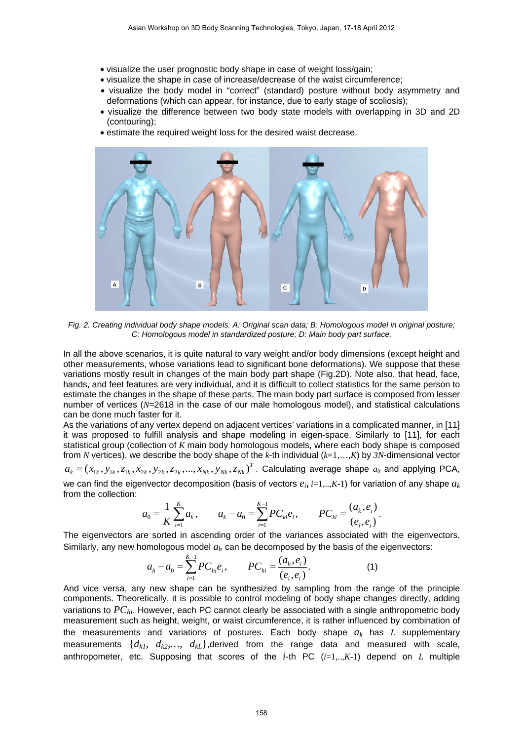- visualize the user prognostic body shape in case of weight loss/gain;
- visualize the shape in case of increase/decrease of the waist circumference;
- visualize the body model in “correct” (standard) posture without body asymmetry and deformations (which can appear, for instance, due to early stage of scoliosis);
- visualize the difference between two body state models with overlapping in 3D and 2D (contouring);
- estimate the required weight loss for the desired waist decrease.

*Fig. 2. Creating individual body shape models. A: Original scan data; B: Homologous model in original posture; C: Homologous model in standardized posture; D: Main body part surface.*

In all the above scenarios, it is quite natural to vary weight and/or body dimensions (except height and other measurements, whose variations lead to significant bone deformations). We suppose that these variations mostly result in changes of the main body part shape (Fig.2D). Note also, that head, face, hands, and feet features are very individual, and it is difficult to collect statistics for the same person to estimate the changes in the shape of these parts. The main body part surface is composed from lesser number of vertices ($N$=2618 in the case of our male homologous model), and statistical calculations can be done much faster for it.

As the variations of any vertex depend on adjacent vertices' variations in a complicated manner, in [11] it was proposed to fulfill analysis and shape modeling in eigen-space. Similarly to [11], for each statistical group (collection of $K$ main body homologous models, where each body shape is composed from $N$ vertices), we describe the body shape of the $k$-th individual ($k$=1,…,$K$) by $3N$-dimensional vector $a_k = (x_{1k}, y_{1k}, z_{1k}, x_{2k}, y_{2k}, z_{2k}, ..., x_{Nk}, y_{Nk}, z_{Nk})^T$. Calculating average shape $a_0$ and applying PCA, we can find the eigenvector decomposition (basis of vectors $e_i$, $i$=1,..,$K$-1) for variation of any shape $a_k$ from the collection:

$$a_0 = \frac{1}{K}\sum_{i=1}^{K} a_k, \qquad a_k - a_0 = \sum_{i=1}^{K-1} PC_{ki} e_i, \qquad PC_{ki} = \frac{(a_k, e_i)}{(e_i, e_i)}.$$

The eigenvectors are sorted in ascending order of the variances associated with the eigenvectors. Similarly, any new homologous model $a_h$ can be decomposed by the basis of the eigenvectors:

$$a_h - a_0 = \sum_{i=1}^{K-1} PC_{hi} e_i, \qquad PC_{hi} = \frac{(a_h, e_i)}{(e_i, e_i)}. \tag{1}$$

And vice versa, any new shape can be synthesized by sampling from the range of the principle components. Theoretically, it is possible to control modeling of body shape changes directly, adding variations to $PC_{hi}$. However, each PC cannot clearly be associated with a single anthropometric body measurement such as height, weight, or waist circumference, it is rather influenced by combination of the measurements and variations of postures. Each body shape $a_k$ has $L$ supplementary measurements $\{d_{k1}, d_{k2},…, d_{kL}\}$,derived from the range data and measured with scale, anthropometer, etc. Supposing that scores of the $i$-th PC ($i$=1,..,$K$-1) depend on $L$ multiple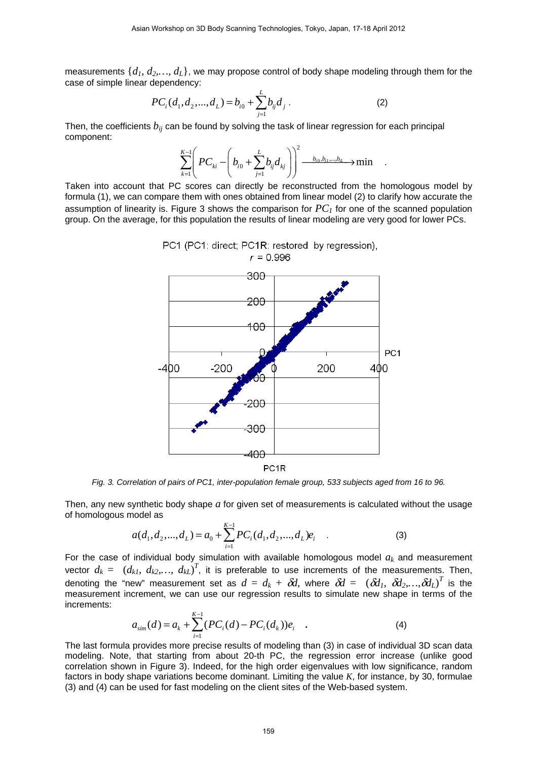measurements $\{d_1, d_2, \ldots, d_L\}$, we may propose control of body shape modeling through them for the case of simple linear dependency:

$$PC_i(d_1, d_2, \ldots, d_L) = b_{i0} + \sum_{j=1}^{L} b_{ij} d_j \ . \tag{2}$$

Then, the coefficients $b_{ij}$ can be found by solving the task of linear regression for each principal component:

$$\sum_{k=1}^{K-1} \left( PC_{ki} - \left( b_{i0} + \sum_{j=1}^{L} b_{ij} d_{kj} \right) \right)^2 \xrightarrow{b_{i0}, b_{i1}, \ldots, b_{iL}} \min \ .$$

Taken into account that PC scores can directly be reconstructed from the homologous model by formula (1), we can compare them with ones obtained from linear model (2) to clarify how accurate the assumption of linearity is. Figure 3 shows the comparison for $PC_1$ for one of the scanned population group. On the average, for this population the results of linear modeling are very good for lower PCs.

PC1 (PC1: direct; PC1R: restored by regression), $r = 0.996$

*Fig. 3. Correlation of pairs of PC1, inter-population female group, 533 subjects aged from 16 to 96.*

Then, any new synthetic body shape $a$ for given set of measurements is calculated without the usage of homologous model as

$$a(d_1, d_2, \ldots, d_L) = a_0 + \sum_{i=1}^{K-1} PC_i(d_1, d_2, \ldots, d_L) e_i \ . \tag{3}$$

For the case of individual body simulation with available homologous model $a_k$ and measurement vector $d_k = (d_{k1}, d_{k2}, \ldots, d_{kL})^T$, it is preferable to use increments of the measurements. Then, denoting the "new" measurement set as $d = d_k + \delta d$, where $\delta d = (\delta d_1, \delta d_2, \ldots, \delta d_L)^T$ is the measurement increment, we can use our regression results to simulate new shape in terms of the increments:

$$a_{sim}(d) = a_k + \sum_{i=1}^{K-1} (PC_i(d) - PC_i(d_k)) e_i \ . \tag{4}$$

The last formula provides more precise results of modeling than (3) in case of individual 3D scan data modeling. Note, that starting from about 20-th PC, the regression error increase (unlike good correlation shown in Figure 3). Indeed, for the high order eigenvalues with low significance, random factors in body shape variations become dominant. Limiting the value $K$, for instance, by 30, formulae (3) and (4) can be used for fast modeling on the client sites of the Web-based system.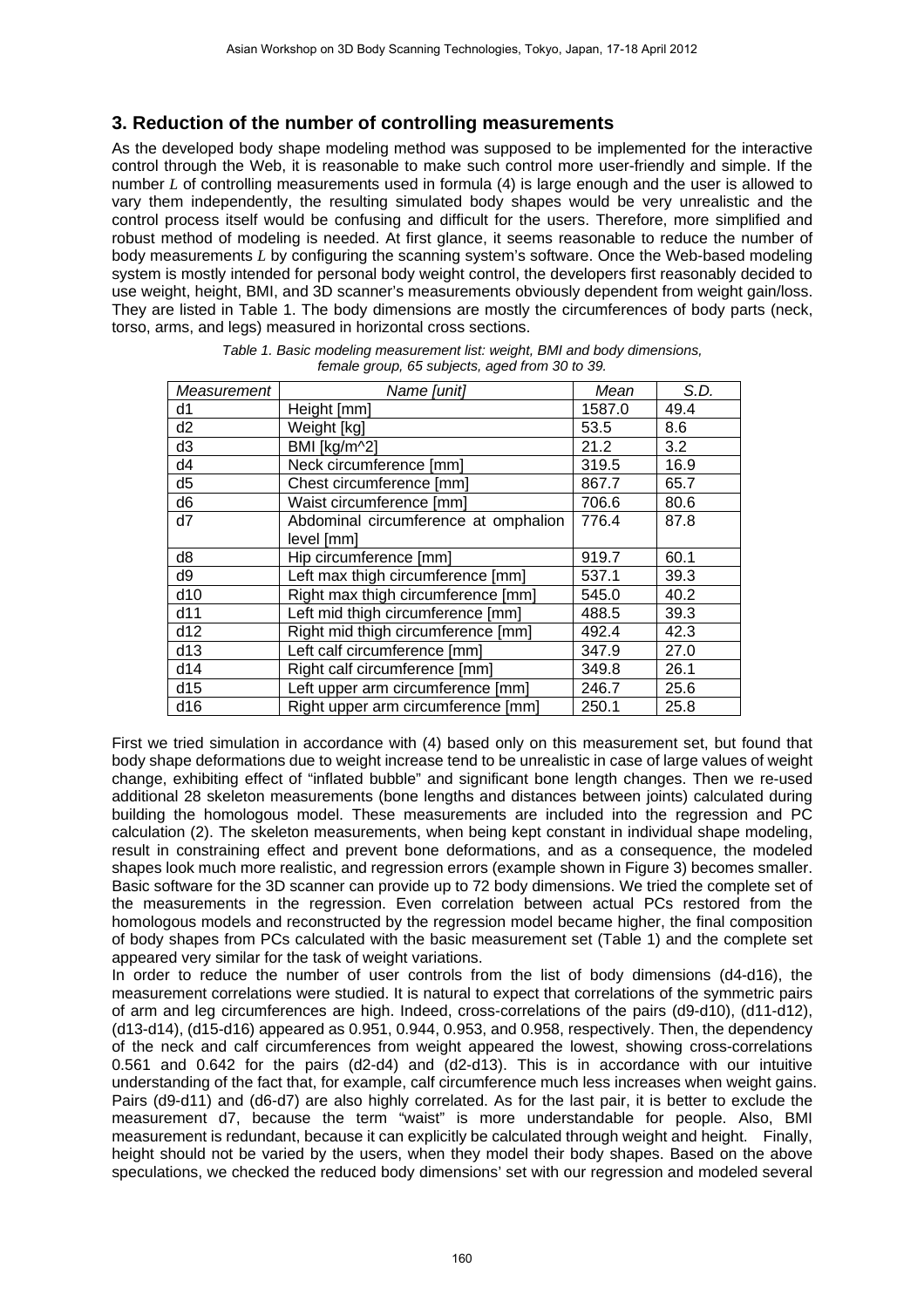## 3. Reduction of the number of controlling measurements

As the developed body shape modeling method was supposed to be implemented for the interactive control through the Web, it is reasonable to make such control more user-friendly and simple. If the number $L$ of controlling measurements used in formula (4) is large enough and the user is allowed to vary them independently, the resulting simulated body shapes would be very unrealistic and the control process itself would be confusing and difficult for the users. Therefore, more simplified and robust method of modeling is needed. At first glance, it seems reasonable to reduce the number of body measurements $L$ by configuring the scanning system's software. Once the Web-based modeling system is mostly intended for personal body weight control, the developers first reasonably decided to use weight, height, BMI, and 3D scanner's measurements obviously dependent from weight gain/loss. They are listed in Table 1. The body dimensions are mostly the circumferences of body parts (neck, torso, arms, and legs) measured in horizontal cross sections.

*Table 1. Basic modeling measurement list: weight, BMI and body dimensions, female group, 65 subjects, aged from 30 to 39.*

| *Measurement* | *Name [unit]* | *Mean* | *S.D.* |
|---|---|---|---|
| d1 | Height [mm] | 1587.0 | 49.4 |
| d2 | Weight [kg] | 53.5 | 8.6 |
| d3 | BMI [kg/m^2] | 21.2 | 3.2 |
| d4 | Neck circumference [mm] | 319.5 | 16.9 |
| d5 | Chest circumference [mm] | 867.7 | 65.7 |
| d6 | Waist circumference [mm] | 706.6 | 80.6 |
| d7 | Abdominal circumference at omphalion level [mm] | 776.4 | 87.8 |
| d8 | Hip circumference [mm] | 919.7 | 60.1 |
| d9 | Left max thigh circumference [mm] | 537.1 | 39.3 |
| d10 | Right max thigh circumference [mm] | 545.0 | 40.2 |
| d11 | Left mid thigh circumference [mm] | 488.5 | 39.3 |
| d12 | Right mid thigh circumference [mm] | 492.4 | 42.3 |
| d13 | Left calf circumference [mm] | 347.9 | 27.0 |
| d14 | Right calf circumference [mm] | 349.8 | 26.1 |
| d15 | Left upper arm circumference [mm] | 246.7 | 25.6 |
| d16 | Right upper arm circumference [mm] | 250.1 | 25.8 |

First we tried simulation in accordance with (4) based only on this measurement set, but found that body shape deformations due to weight increase tend to be unrealistic in case of large values of weight change, exhibiting effect of "inflated bubble" and significant bone length changes. Then we re-used additional 28 skeleton measurements (bone lengths and distances between joints) calculated during building the homologous model. These measurements are included into the regression and PC calculation (2). The skeleton measurements, when being kept constant in individual shape modeling, result in constraining effect and prevent bone deformations, and as a consequence, the modeled shapes look much more realistic, and regression errors (example shown in Figure 3) becomes smaller. Basic software for the 3D scanner can provide up to 72 body dimensions. We tried the complete set of the measurements in the regression. Even correlation between actual PCs restored from the homologous models and reconstructed by the regression model became higher, the final composition of body shapes from PCs calculated with the basic measurement set (Table 1) and the complete set appeared very similar for the task of weight variations.

In order to reduce the number of user controls from the list of body dimensions (d4-d16), the measurement correlations were studied. It is natural to expect that correlations of the symmetric pairs of arm and leg circumferences are high. Indeed, cross-correlations of the pairs (d9-d10), (d11-d12), (d13-d14), (d15-d16) appeared as 0.951, 0.944, 0.953, and 0.958, respectively. Then, the dependency of the neck and calf circumferences from weight appeared the lowest, showing cross-correlations 0.561 and 0.642 for the pairs (d2-d4) and (d2-d13). This is in accordance with our intuitive understanding of the fact that, for example, calf circumference much less increases when weight gains. Pairs (d9-d11) and (d6-d7) are also highly correlated. As for the last pair, it is better to exclude the measurement d7, because the term "waist" is more understandable for people. Also, BMI measurement is redundant, because it can explicitly be calculated through weight and height. Finally, height should not be varied by the users, when they model their body shapes. Based on the above speculations, we checked the reduced body dimensions' set with our regression and modeled several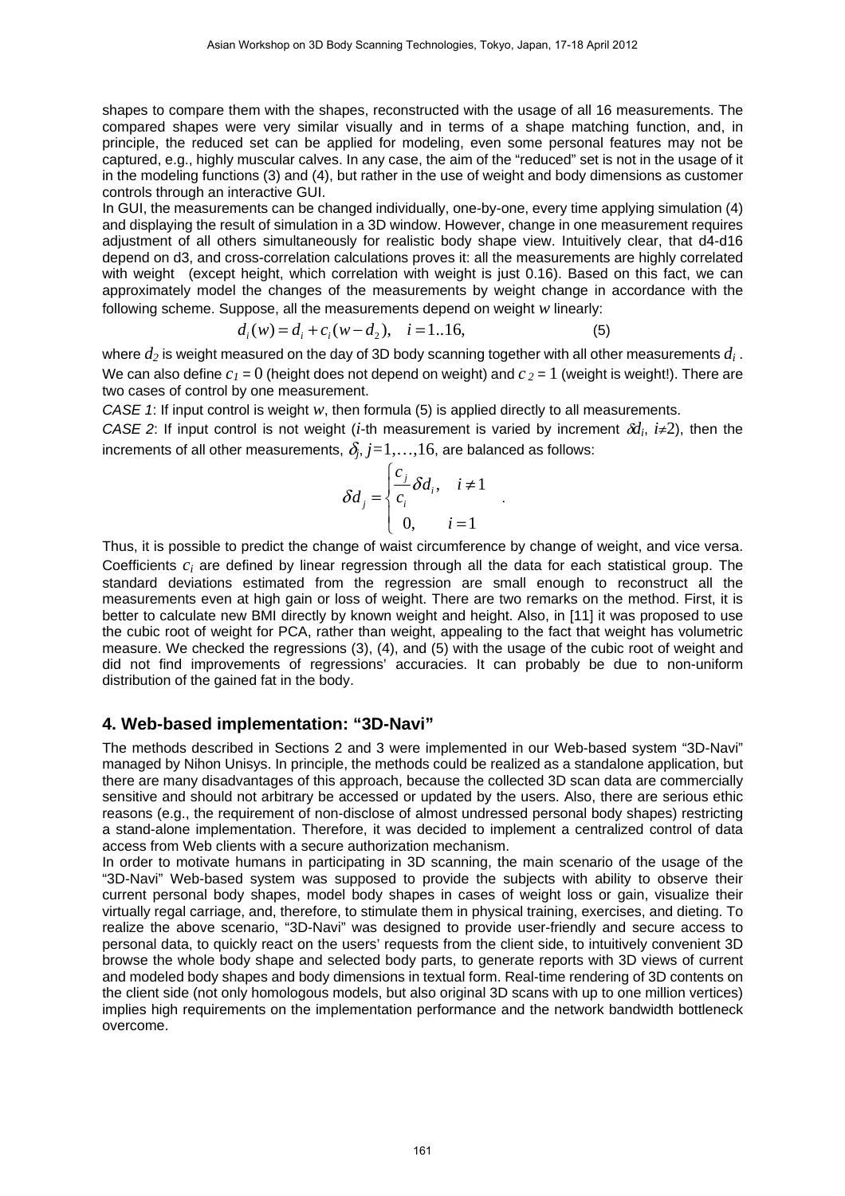shapes to compare them with the shapes, reconstructed with the usage of all 16 measurements. The compared shapes were very similar visually and in terms of a shape matching function, and, in principle, the reduced set can be applied for modeling, even some personal features may not be captured, e.g., highly muscular calves. In any case, the aim of the "reduced" set is not in the usage of it in the modeling functions (3) and (4), but rather in the use of weight and body dimensions as customer controls through an interactive GUI.

In GUI, the measurements can be changed individually, one-by-one, every time applying simulation (4) and displaying the result of simulation in a 3D window. However, change in one measurement requires adjustment of all others simultaneously for realistic body shape view. Intuitively clear, that d4-d16 depend on d3, and cross-correlation calculations proves it: all the measurements are highly correlated with weight (except height, which correlation with weight is just 0.16). Based on this fact, we can approximately model the changes of the measurements by weight change in accordance with the following scheme. Suppose, all the measurements depend on weight $w$ linearly:

$$d_i(w) = d_i + c_i(w - d_2), \quad i = 1..16, \qquad (5)$$

where $d_2$ is weight measured on the day of 3D body scanning together with all other measurements $d_i$. We can also define $c_1 = 0$ (height does not depend on weight) and $c_2 = 1$ (weight is weight!). There are two cases of control by one measurement.

*CASE 1*: If input control is weight $w$, then formula (5) is applied directly to all measurements.

*CASE 2*: If input control is not weight ($i$-th measurement is varied by increment $\delta d_i$, $i \neq 2$), then the increments of all other measurements, $\delta_j$, $j=1,\ldots,16$, are balanced as follows:

$$\delta d_j = \begin{cases} \dfrac{c_j}{c_i} \delta d_i, & i \neq 1 \\ 0, & i = 1 \end{cases}.$$

Thus, it is possible to predict the change of waist circumference by change of weight, and vice versa. Coefficients $c_i$ are defined by linear regression through all the data for each statistical group. The standard deviations estimated from the regression are small enough to reconstruct all the measurements even at high gain or loss of weight. There are two remarks on the method. First, it is better to calculate new BMI directly by known weight and height. Also, in [11] it was proposed to use the cubic root of weight for PCA, rather than weight, appealing to the fact that weight has volumetric measure. We checked the regressions (3), (4), and (5) with the usage of the cubic root of weight and did not find improvements of regressions' accuracies. It can probably be due to non-uniform distribution of the gained fat in the body.

## 4. Web-based implementation: "3D-Navi"

The methods described in Sections 2 and 3 were implemented in our Web-based system "3D-Navi" managed by Nihon Unisys. In principle, the methods could be realized as a standalone application, but there are many disadvantages of this approach, because the collected 3D scan data are commercially sensitive and should not arbitrary be accessed or updated by the users. Also, there are serious ethic reasons (e.g., the requirement of non-disclose of almost undressed personal body shapes) restricting a stand-alone implementation. Therefore, it was decided to implement a centralized control of data access from Web clients with a secure authorization mechanism.

In order to motivate humans in participating in 3D scanning, the main scenario of the usage of the "3D-Navi" Web-based system was supposed to provide the subjects with ability to observe their current personal body shapes, model body shapes in cases of weight loss or gain, visualize their virtually regal carriage, and, therefore, to stimulate them in physical training, exercises, and dieting. To realize the above scenario, "3D-Navi" was designed to provide user-friendly and secure access to personal data, to quickly react on the users' requests from the client side, to intuitively convenient 3D browse the whole body shape and selected body parts, to generate reports with 3D views of current and modeled body shapes and body dimensions in textual form. Real-time rendering of 3D contents on the client side (not only homologous models, but also original 3D scans with up to one million vertices) implies high requirements on the implementation performance and the network bandwidth bottleneck overcome.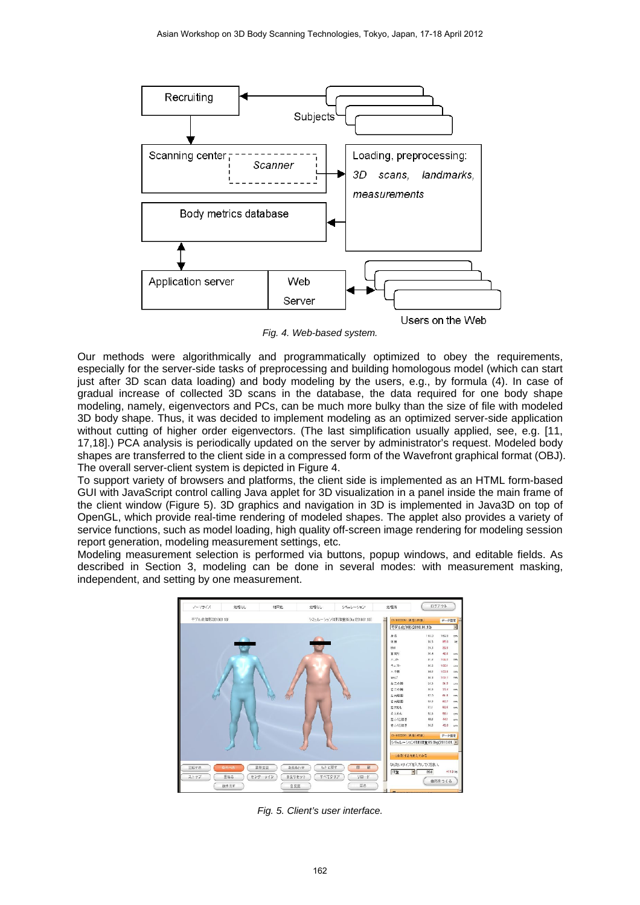Fig. 4. Web-based system.

Our methods were algorithmically and programmatically optimized to obey the requirements, especially for the server-side tasks of preprocessing and building homologous model (which can start just after 3D scan data loading) and body modeling by the users, e.g., by formula (4). In case of gradual increase of collected 3D scans in the database, the data required for one body shape modeling, namely, eigenvectors and PCs, can be much more bulky than the size of file with modeled 3D body shape. Thus, it was decided to implement modeling as an optimized server-side application without cutting of higher order eigenvectors. (The last simplification usually applied, see, e.g. [11, 17,18].) PCA analysis is periodically updated on the server by administrator's request. Modeled body shapes are transferred to the client side in a compressed form of the Wavefront graphical format (OBJ). The overall server-client system is depicted in Figure 4.

To support variety of browsers and platforms, the client side is implemented as an HTML form-based GUI with JavaScript control calling Java applet for 3D visualization in a panel inside the main frame of the client window (Figure 5). 3D graphics and navigation in 3D is implemented in Java3D on top of OpenGL, which provide real-time rendering of modeled shapes. The applet also provides a variety of service functions, such as model loading, high quality off-screen image rendering for modeling session report generation, modeling measurement settings, etc.

Modeling measurement selection is performed via buttons, popup windows, and editable fields. As described in Section 3, modeling can be done in several modes: with measurement masking, independent, and setting by one measurement.

Fig. 5. Client's user interface.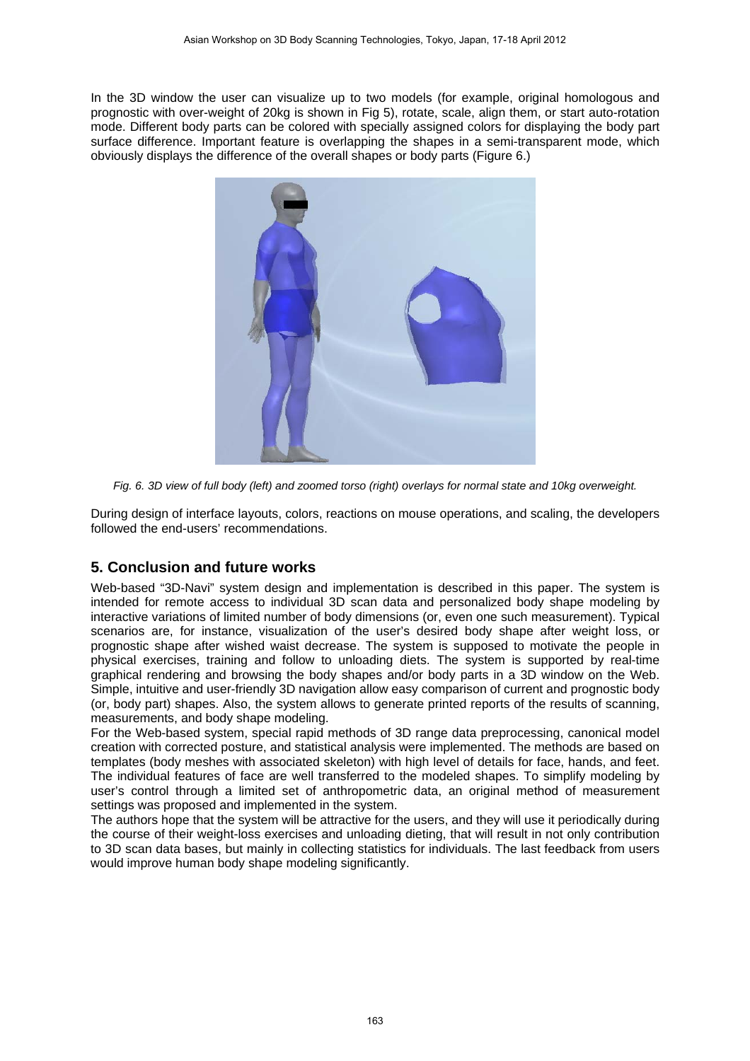In the 3D window the user can visualize up to two models (for example, original homologous and prognostic with over-weight of 20kg is shown in Fig 5), rotate, scale, align them, or start auto-rotation mode. Different body parts can be colored with specially assigned colors for displaying the body part surface difference. Important feature is overlapping the shapes in a semi-transparent mode, which obviously displays the difference of the overall shapes or body parts (Figure 6.)

*Fig. 6. 3D view of full body (left) and zoomed torso (right) overlays for normal state and 10kg overweight.*

During design of interface layouts, colors, reactions on mouse operations, and scaling, the developers followed the end-users' recommendations.

## 5. Conclusion and future works

Web-based "3D-Navi" system design and implementation is described in this paper. The system is intended for remote access to individual 3D scan data and personalized body shape modeling by interactive variations of limited number of body dimensions (or, even one such measurement). Typical scenarios are, for instance, visualization of the user's desired body shape after weight loss, or prognostic shape after wished waist decrease. The system is supposed to motivate the people in physical exercises, training and follow to unloading diets. The system is supported by real-time graphical rendering and browsing the body shapes and/or body parts in a 3D window on the Web. Simple, intuitive and user-friendly 3D navigation allow easy comparison of current and prognostic body (or, body part) shapes. Also, the system allows to generate printed reports of the results of scanning, measurements, and body shape modeling.

For the Web-based system, special rapid methods of 3D range data preprocessing, canonical model creation with corrected posture, and statistical analysis were implemented. The methods are based on templates (body meshes with associated skeleton) with high level of details for face, hands, and feet. The individual features of face are well transferred to the modeled shapes. To simplify modeling by user's control through a limited set of anthropometric data, an original method of measurement settings was proposed and implemented in the system.

The authors hope that the system will be attractive for the users, and they will use it periodically during the course of their weight-loss exercises and unloading dieting, that will result in not only contribution to 3D scan data bases, but mainly in collecting statistics for individuals. The last feedback from users would improve human body shape modeling significantly.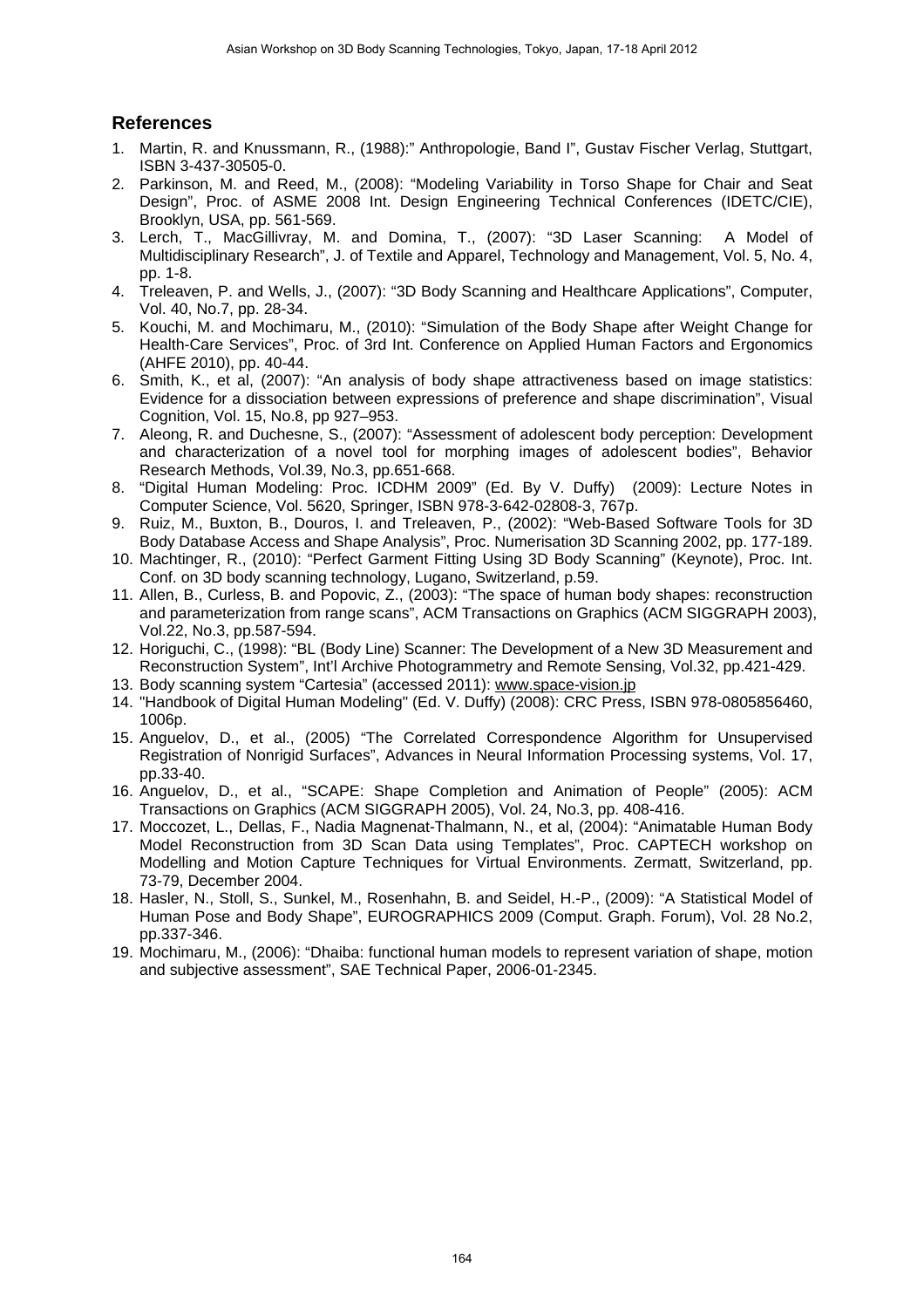## References

1. Martin, R. and Knussmann, R., (1988):" Anthropologie, Band I", Gustav Fischer Verlag, Stuttgart, ISBN 3-437-30505-0.
2. Parkinson, M. and Reed, M., (2008): "Modeling Variability in Torso Shape for Chair and Seat Design", Proc. of ASME 2008 Int. Design Engineering Technical Conferences (IDETC/CIE), Brooklyn, USA, pp. 561-569.
3. Lerch, T., MacGillivray, M. and Domina, T., (2007): "3D Laser Scanning: A Model of Multidisciplinary Research", J. of Textile and Apparel, Technology and Management, Vol. 5, No. 4, pp. 1-8.
4. Treleaven, P. and Wells, J., (2007): "3D Body Scanning and Healthcare Applications", Computer, Vol. 40, No.7, pp. 28-34.
5. Kouchi, M. and Mochimaru, M., (2010): "Simulation of the Body Shape after Weight Change for Health-Care Services", Proc. of 3rd Int. Conference on Applied Human Factors and Ergonomics (AHFE 2010), pp. 40-44.
6. Smith, K., et al, (2007): "An analysis of body shape attractiveness based on image statistics: Evidence for a dissociation between expressions of preference and shape discrimination", Visual Cognition, Vol. 15, No.8, pp 927–953.
7. Aleong, R. and Duchesne, S., (2007): "Assessment of adolescent body perception: Development and characterization of a novel tool for morphing images of adolescent bodies", Behavior Research Methods, Vol.39, No.3, pp.651-668.
8. "Digital Human Modeling: Proc. ICDHM 2009" (Ed. By V. Duffy) (2009): Lecture Notes in Computer Science, Vol. 5620, Springer, ISBN 978-3-642-02808-3, 767p.
9. Ruiz, M., Buxton, B., Douros, I. and Treleaven, P., (2002): "Web-Based Software Tools for 3D Body Database Access and Shape Analysis", Proc. Numerisation 3D Scanning 2002, pp. 177-189.
10. Machtinger, R., (2010): "Perfect Garment Fitting Using 3D Body Scanning" (Keynote), Proc. Int. Conf. on 3D body scanning technology, Lugano, Switzerland, p.59.
11. Allen, B., Curless, B. and Popovic, Z., (2003): "The space of human body shapes: reconstruction and parameterization from range scans", ACM Transactions on Graphics (ACM SIGGRAPH 2003), Vol.22, No.3, pp.587-594.
12. Horiguchi, C., (1998): "BL (Body Line) Scanner: The Development of a New 3D Measurement and Reconstruction System", Int'l Archive Photogrammetry and Remote Sensing, Vol.32, pp.421-429.
13. Body scanning system "Cartesia" (accessed 2011): www.space-vision.jp
14. "Handbook of Digital Human Modeling" (Ed. V. Duffy) (2008): CRC Press, ISBN 978-0805856460, 1006p.
15. Anguelov, D., et al., (2005) "The Correlated Correspondence Algorithm for Unsupervised Registration of Nonrigid Surfaces", Advances in Neural Information Processing systems, Vol. 17, pp.33-40.
16. Anguelov, D., et al., "SCAPE: Shape Completion and Animation of People" (2005): ACM Transactions on Graphics (ACM SIGGRAPH 2005), Vol. 24, No.3, pp. 408-416.
17. Moccozet, L., Dellas, F., Nadia Magnenat-Thalmann, N., et al, (2004): "Animatable Human Body Model Reconstruction from 3D Scan Data using Templates", Proc. CAPTECH workshop on Modelling and Motion Capture Techniques for Virtual Environments. Zermatt, Switzerland, pp. 73-79, December 2004.
18. Hasler, N., Stoll, S., Sunkel, M., Rosenhahn, B. and Seidel, H.-P., (2009): "A Statistical Model of Human Pose and Body Shape", EUROGRAPHICS 2009 (Comput. Graph. Forum), Vol. 28 No.2, pp.337-346.
19. Mochimaru, M., (2006): "Dhaiba: functional human models to represent variation of shape, motion and subjective assessment", SAE Technical Paper, 2006-01-2345.